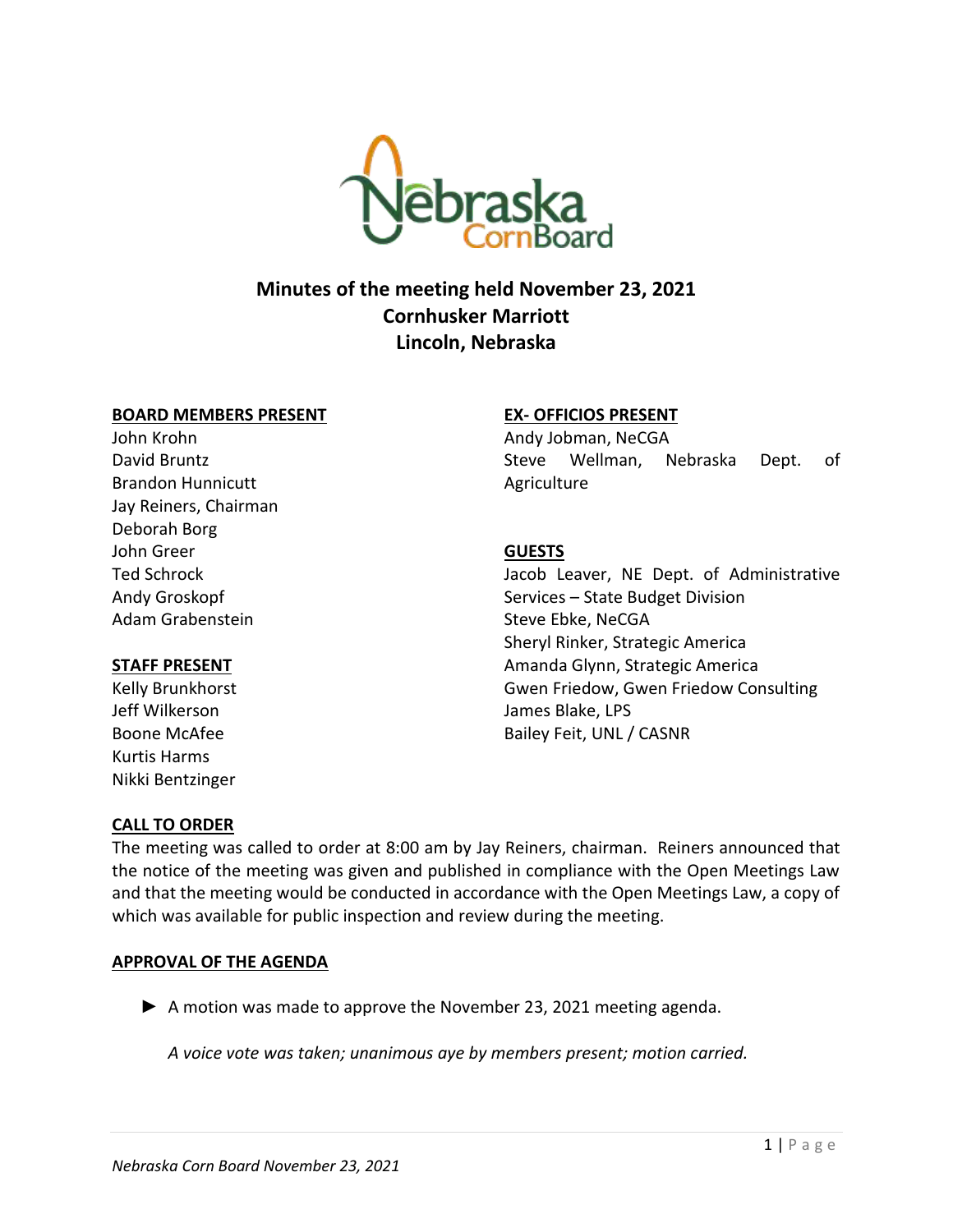# Minutes of the meeting held November 23, 2021
## Cornhusker Marriott
## Lincoln, Nebraska

**BOARD MEMBERS PRESENT**

John Krohn
David Bruntz
Brandon Hunnicutt
Jay Reiners, Chairman
Deborah Borg
John Greer
Ted Schrock
Andy Groskopf
Adam Grabenstein

**STAFF PRESENT**

Kelly Brunkhorst
Jeff Wilkerson
Boone McAfee
Kurtis Harms
Nikki Bentzinger

**EX- OFFICIOS PRESENT**

Andy Jobman, NeCGA
Steve Wellman, Nebraska Dept. of Agriculture

**GUESTS**

Jacob Leaver, NE Dept. of Administrative Services – State Budget Division
Steve Ebke, NeCGA
Sheryl Rinker, Strategic America
Amanda Glynn, Strategic America
Gwen Friedow, Gwen Friedow Consulting
James Blake, LPS
Bailey Feit, UNL / CASNR

**CALL TO ORDER**

The meeting was called to order at 8:00 am by Jay Reiners, chairman. Reiners announced that the notice of the meeting was given and published in compliance with the Open Meetings Law and that the meeting would be conducted in accordance with the Open Meetings Law, a copy of which was available for public inspection and review during the meeting.

**APPROVAL OF THE AGENDA**

► A motion was made to approve the November 23, 2021 meeting agenda.

*A voice vote was taken; unanimous aye by members present; motion carried.*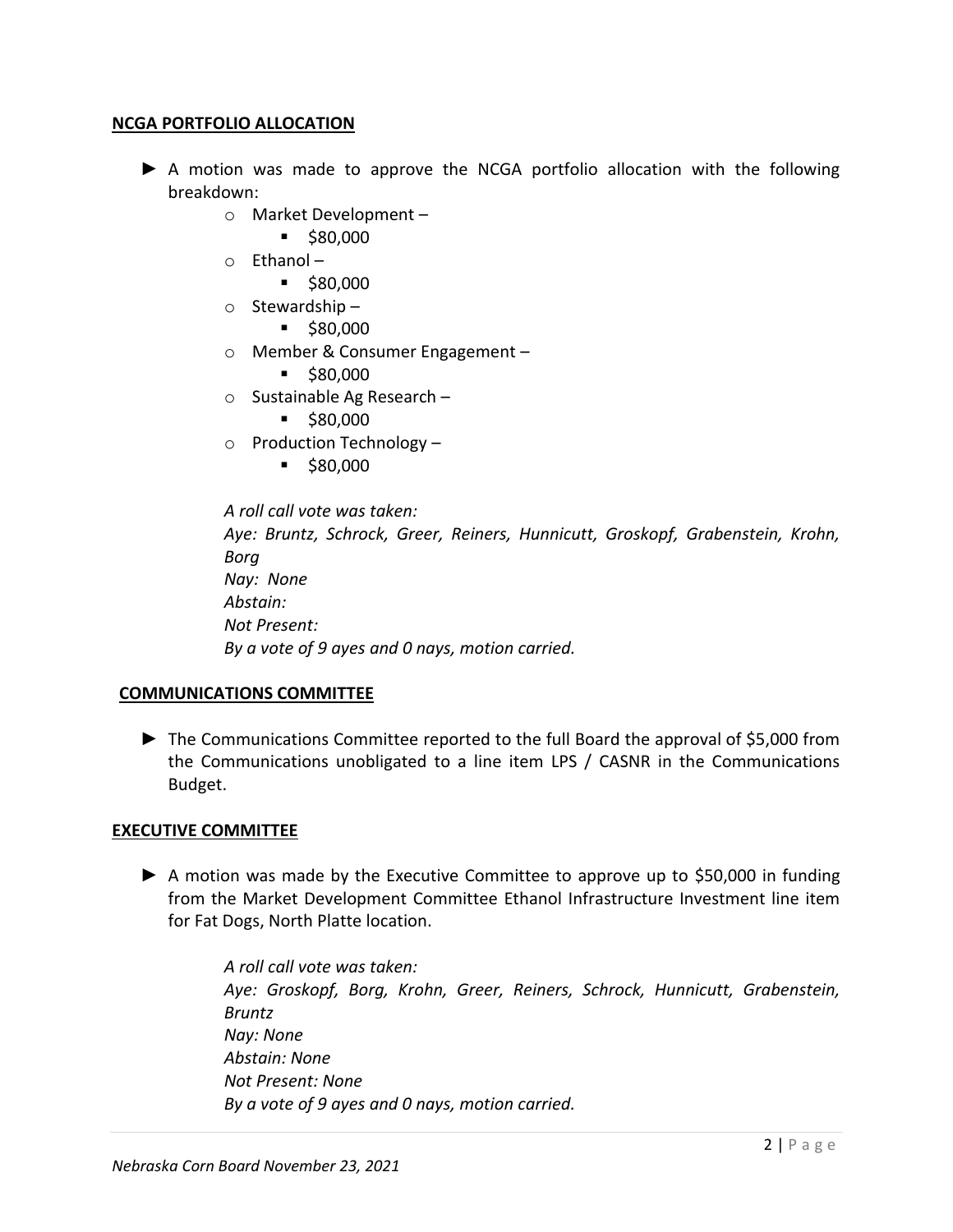## NCGA PORTFOLIO ALLOCATION

► A motion was made to approve the NCGA portfolio allocation with the following breakdown:

- Market Development –
  - $80,000
- Ethanol –
  - $80,000
- Stewardship –
  - $80,000
- Member & Consumer Engagement –
  - $80,000
- Sustainable Ag Research –
  - $80,000
- Production Technology –
  - $80,000

*A roll call vote was taken:*
*Aye: Bruntz, Schrock, Greer, Reiners, Hunnicutt, Groskopf, Grabenstein, Krohn, Borg*
*Nay: None*
*Abstain:*
*Not Present:*
*By a vote of 9 ayes and 0 nays, motion carried.*

## COMMUNICATIONS COMMITTEE

► The Communications Committee reported to the full Board the approval of $5,000 from the Communications unobligated to a line item LPS / CASNR in the Communications Budget.

## EXECUTIVE COMMITTEE

► A motion was made by the Executive Committee to approve up to $50,000 in funding from the Market Development Committee Ethanol Infrastructure Investment line item for Fat Dogs, North Platte location.

*A roll call vote was taken:*
*Aye: Groskopf, Borg, Krohn, Greer, Reiners, Schrock, Hunnicutt, Grabenstein, Bruntz*
*Nay: None*
*Abstain: None*
*Not Present: None*
*By a vote of 9 ayes and 0 nays, motion carried.*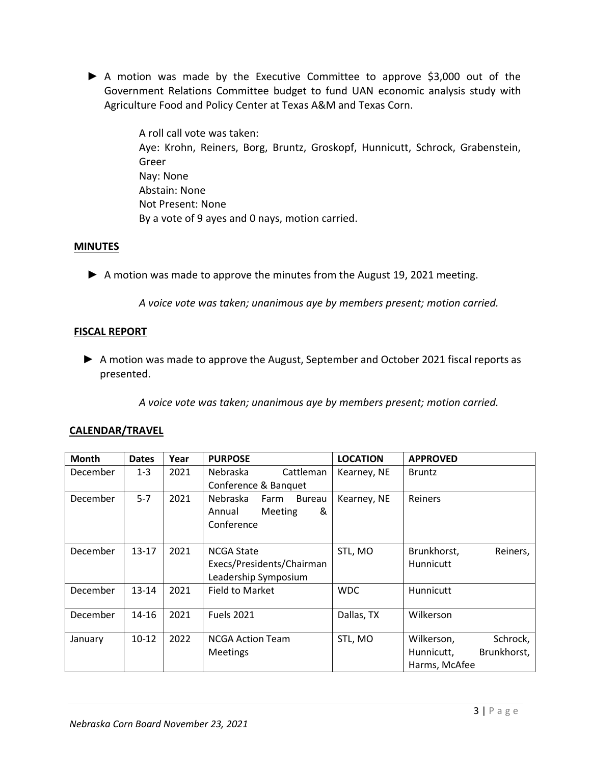► A motion was made by the Executive Committee to approve $3,000 out of the Government Relations Committee budget to fund UAN economic analysis study with Agriculture Food and Policy Center at Texas A&M and Texas Corn.

A roll call vote was taken:
Aye: Krohn, Reiners, Borg, Bruntz, Groskopf, Hunnicutt, Schrock, Grabenstein, Greer
Nay: None
Abstain: None
Not Present: None
By a vote of 9 ayes and 0 nays, motion carried.

## MINUTES

► A motion was made to approve the minutes from the August 19, 2021 meeting.

*A voice vote was taken; unanimous aye by members present; motion carried.*

## FISCAL REPORT

► A motion was made to approve the August, September and October 2021 fiscal reports as presented.

*A voice vote was taken; unanimous aye by members present; motion carried.*

## CALENDAR/TRAVEL

| Month | Dates | Year | PURPOSE | LOCATION | APPROVED |
| --- | --- | --- | --- | --- | --- |
| December | 1-3 | 2021 | Nebraska Cattleman Conference & Banquet | Kearney, NE | Bruntz |
| December | 5-7 | 2021 | Nebraska Farm Bureau Annual Meeting & Conference | Kearney, NE | Reiners |
| December | 13-17 | 2021 | NCGA State Execs/Presidents/Chairman Leadership Symposium | STL, MO | Brunkhorst, Reiners, Hunnicutt |
| December | 13-14 | 2021 | Field to Market | WDC | Hunnicutt |
| December | 14-16 | 2021 | Fuels 2021 | Dallas, TX | Wilkerson |
| January | 10-12 | 2022 | NCGA Action Team Meetings | STL, MO | Wilkerson, Schrock, Hunnicutt, Brunkhorst, Harms, McAfee |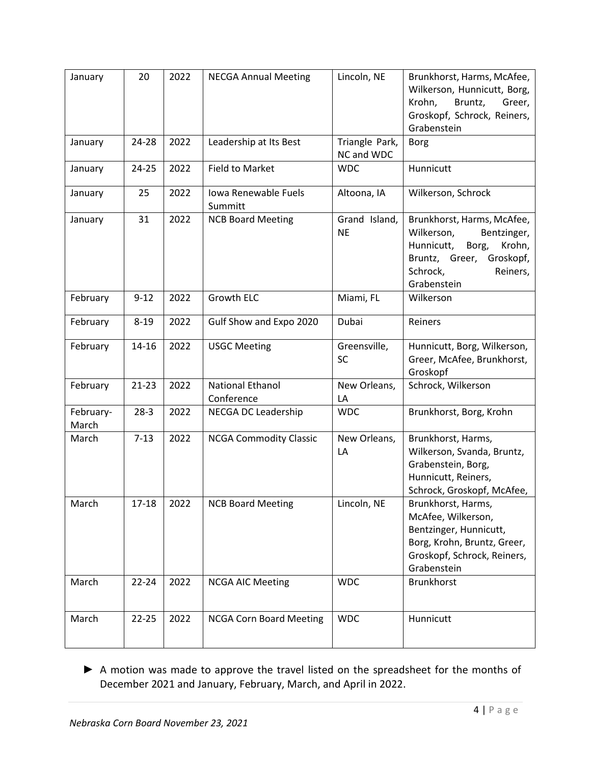| January | 20 | 2022 | NECGA Annual Meeting | Lincoln, NE | Brunkhorst, Harms, McAfee, Wilkerson, Hunnicutt, Borg, Krohn, Bruntz, Greer, Groskopf, Schrock, Reiners, Grabenstein |
|---|---|---|---|---|---|
| January | 24-28 | 2022 | Leadership at Its Best | Triangle Park, NC and WDC | Borg |
| January | 24-25 | 2022 | Field to Market | WDC | Hunnicutt |
| January | 25 | 2022 | Iowa Renewable Fuels Summitt | Altoona, IA | Wilkerson, Schrock |
| January | 31 | 2022 | NCB Board Meeting | Grand Island, NE | Brunkhorst, Harms, McAfee, Wilkerson, Bentzinger, Hunnicutt, Borg, Krohn, Bruntz, Greer, Groskopf, Schrock, Reiners, Grabenstein |
| February | 9-12 | 2022 | Growth ELC | Miami, FL | Wilkerson |
| February | 8-19 | 2022 | Gulf Show and Expo 2020 | Dubai | Reiners |
| February | 14-16 | 2022 | USGC Meeting | Greensville, SC | Hunnicutt, Borg, Wilkerson, Greer, McAfee, Brunkhorst, Groskopf |
| February | 21-23 | 2022 | National Ethanol Conference | New Orleans, LA | Schrock, Wilkerson |
| February-March | 28-3 | 2022 | NECGA DC Leadership | WDC | Brunkhorst, Borg, Krohn |
| March | 7-13 | 2022 | NCGA Commodity Classic | New Orleans, LA | Brunkhorst, Harms, Wilkerson, Svanda, Bruntz, Grabenstein, Borg, Hunnicutt, Reiners, Schrock, Groskopf, McAfee, |
| March | 17-18 | 2022 | NCB Board Meeting | Lincoln, NE | Brunkhorst, Harms, McAfee, Wilkerson, Bentzinger, Hunnicutt, Borg, Krohn, Bruntz, Greer, Groskopf, Schrock, Reiners, Grabenstein |
| March | 22-24 | 2022 | NCGA AIC Meeting | WDC | Brunkhorst |
| March | 22-25 | 2022 | NCGA Corn Board Meeting | WDC | Hunnicutt |

► A motion was made to approve the travel listed on the spreadsheet for the months of December 2021 and January, February, March, and April in 2022.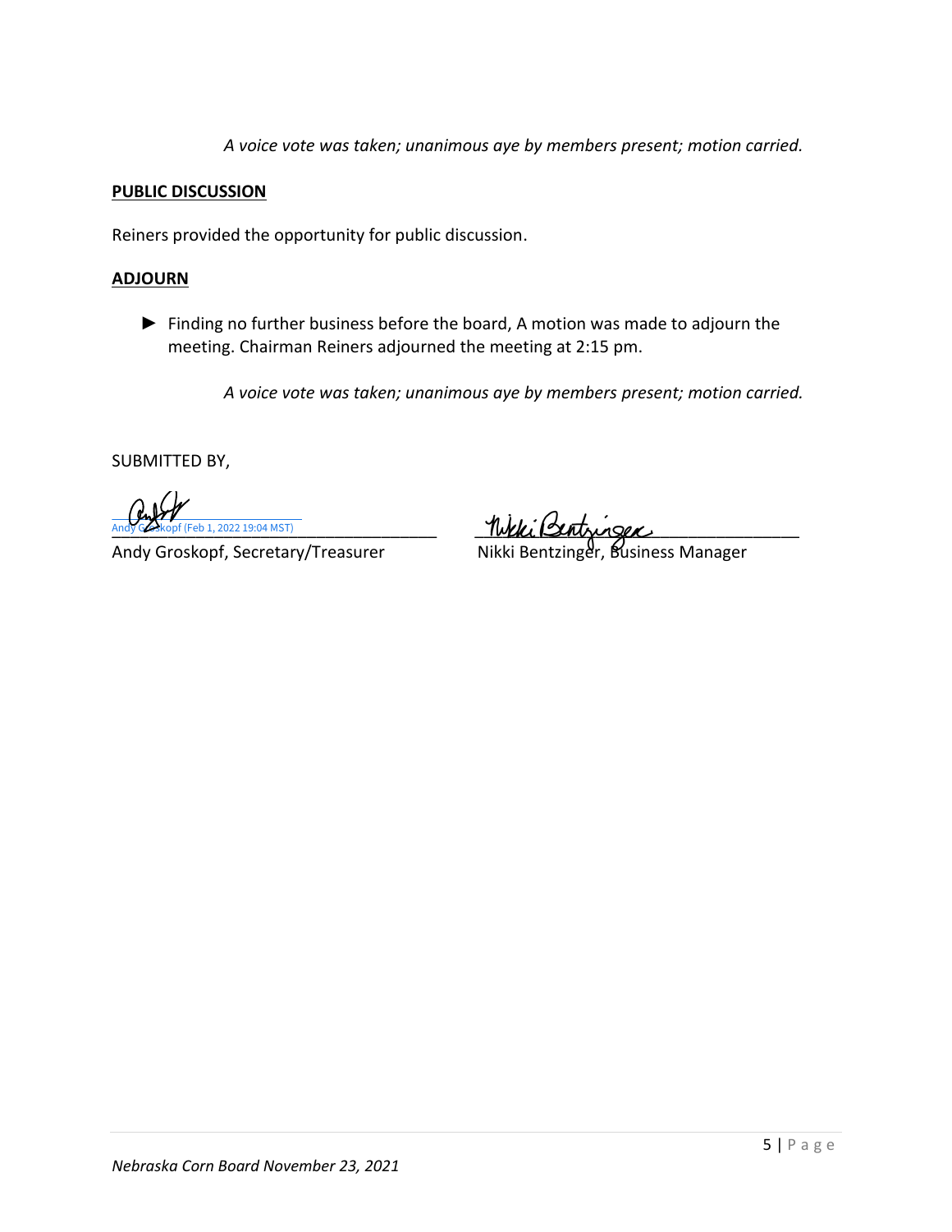*A voice vote was taken; unanimous aye by members present; motion carried.*

**PUBLIC DISCUSSION**

Reiners provided the opportunity for public discussion.

**ADJOURN**

► Finding no further business before the board, A motion was made to adjourn the meeting. Chairman Reiners adjourned the meeting at 2:15 pm.

*A voice vote was taken; unanimous aye by members present; motion carried.*

SUBMITTED BY,

Andy Groskopf (Feb 1, 2022 19:04 MST)

Andy Groskopf, Secretary/Treasurer

Nikki Bentzinger, Business Manager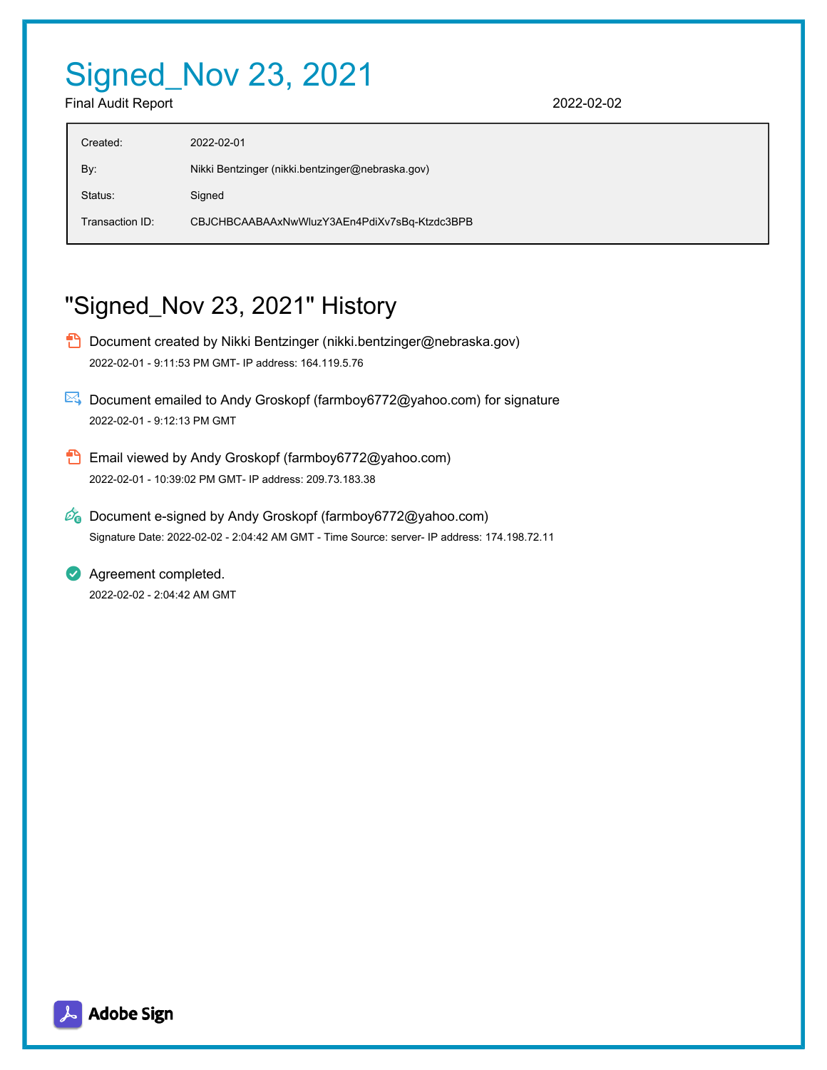# Signed_Nov 23, 2021

Final Audit Report 2022-02-02

| | |
|---|---|
| Created: | 2022-02-01 |
| By: | Nikki Bentzinger (nikki.bentzinger@nebraska.gov) |
| Status: | Signed |
| Transaction ID: | CBJCHBCAABAAxNwWluzY3AEn4PdiXv7sBq-Ktzdc3BPB |

## "Signed_Nov 23, 2021" History

- Document created by Nikki Bentzinger (nikki.bentzinger@nebraska.gov)
  2022-02-01 - 9:11:53 PM GMT- IP address: 164.119.5.76

- Document emailed to Andy Groskopf (farmboy6772@yahoo.com) for signature
  2022-02-01 - 9:12:13 PM GMT

- Email viewed by Andy Groskopf (farmboy6772@yahoo.com)
  2022-02-01 - 10:39:02 PM GMT- IP address: 209.73.183.38

- Document e-signed by Andy Groskopf (farmboy6772@yahoo.com)
  Signature Date: 2022-02-02 - 2:04:42 AM GMT - Time Source: server- IP address: 174.198.72.11

- Agreement completed.
  2022-02-02 - 2:04:42 AM GMT

Adobe Sign